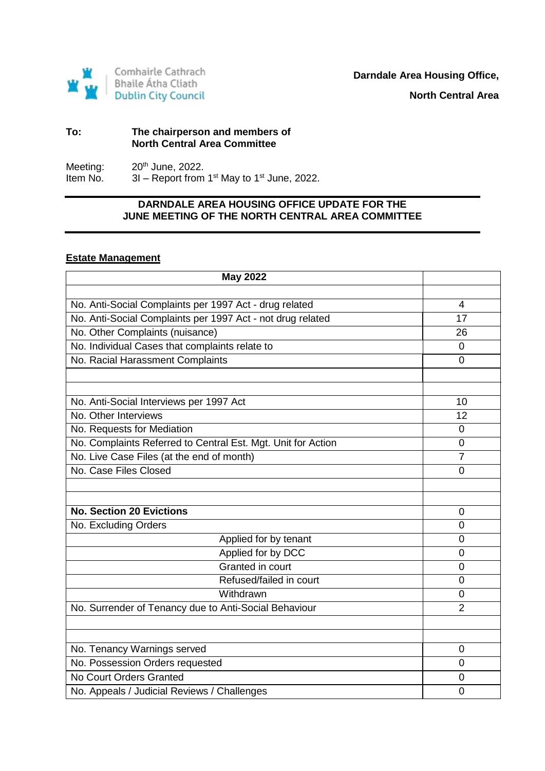Comhairle Cathrach Bhaile Átha Cliath
Dublin City Council

**Darndale Area Housing Office,**

**North Central Area**

**To:** **The chairperson and members of North Central Area Committee**

Meeting: 20th June, 2022.
Item No. 3I – Report from 1st May to 1st June, 2022.

**DARNDALE AREA HOUSING OFFICE UPDATE FOR THE JUNE MEETING OF THE NORTH CENTRAL AREA COMMITTEE**

## Estate Management

| **May 2022** | |
|---|---|
| | |
| No. Anti-Social Complaints per 1997 Act - drug related | 4 |
| No. Anti-Social Complaints per 1997 Act - not drug related | 17 |
| No. Other Complaints (nuisance) | 26 |
| No. Individual Cases that complaints relate to | 0 |
| No. Racial Harassment Complaints | 0 |
| | |
| | |
| No. Anti-Social Interviews per 1997 Act | 10 |
| No. Other Interviews | 12 |
| No. Requests for Mediation | 0 |
| No. Complaints Referred to Central Est. Mgt. Unit for Action | 0 |
| No. Live Case Files (at the end of month) | 7 |
| No. Case Files Closed | 0 |
| | |
| | |
| **No. Section 20 Evictions** | 0 |
| No. Excluding Orders | 0 |
| Applied for by tenant | 0 |
| Applied for by DCC | 0 |
| Granted in court | 0 |
| Refused/failed in court | 0 |
| Withdrawn | 0 |
| No. Surrender of Tenancy due to Anti-Social Behaviour | 2 |
| | |
| | |
| No. Tenancy Warnings served | 0 |
| No. Possession Orders requested | 0 |
| No Court Orders Granted | 0 |
| No. Appeals / Judicial Reviews / Challenges | 0 |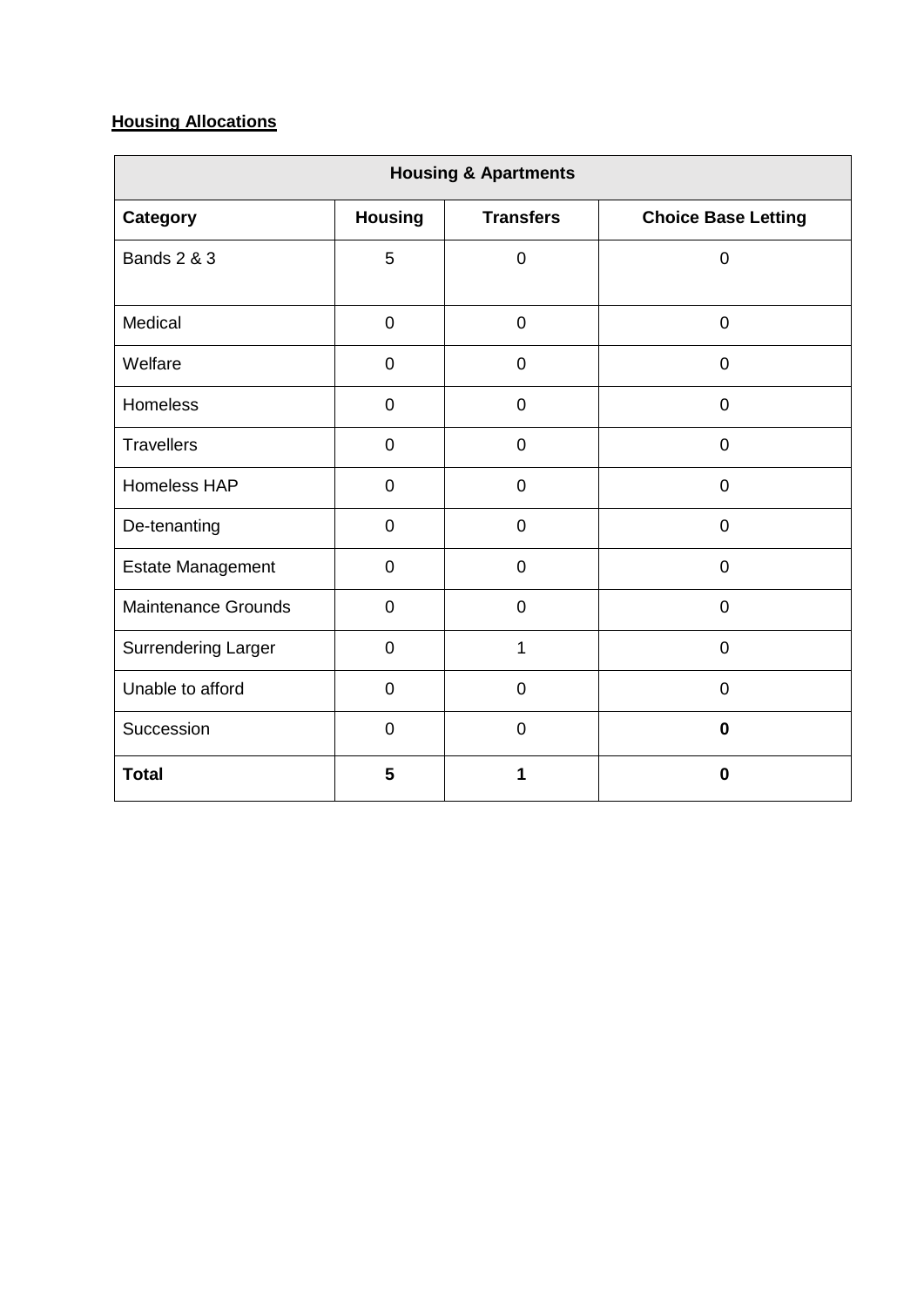**Housing Allocations**

| Housing & Apartments | | | |
|---|---|---|---|
| **Category** | **Housing** | **Transfers** | **Choice Base Letting** |
| Bands 2 & 3 | 5 | 0 | 0 |
| Medical | 0 | 0 | 0 |
| Welfare | 0 | 0 | 0 |
| Homeless | 0 | 0 | 0 |
| Travellers | 0 | 0 | 0 |
| Homeless HAP | 0 | 0 | 0 |
| De-tenanting | 0 | 0 | 0 |
| Estate Management | 0 | 0 | 0 |
| Maintenance Grounds | 0 | 0 | 0 |
| Surrendering Larger | 0 | 1 | 0 |
| Unable to afford | 0 | 0 | 0 |
| Succession | 0 | 0 | **0** |
| **Total** | **5** | **1** | **0** |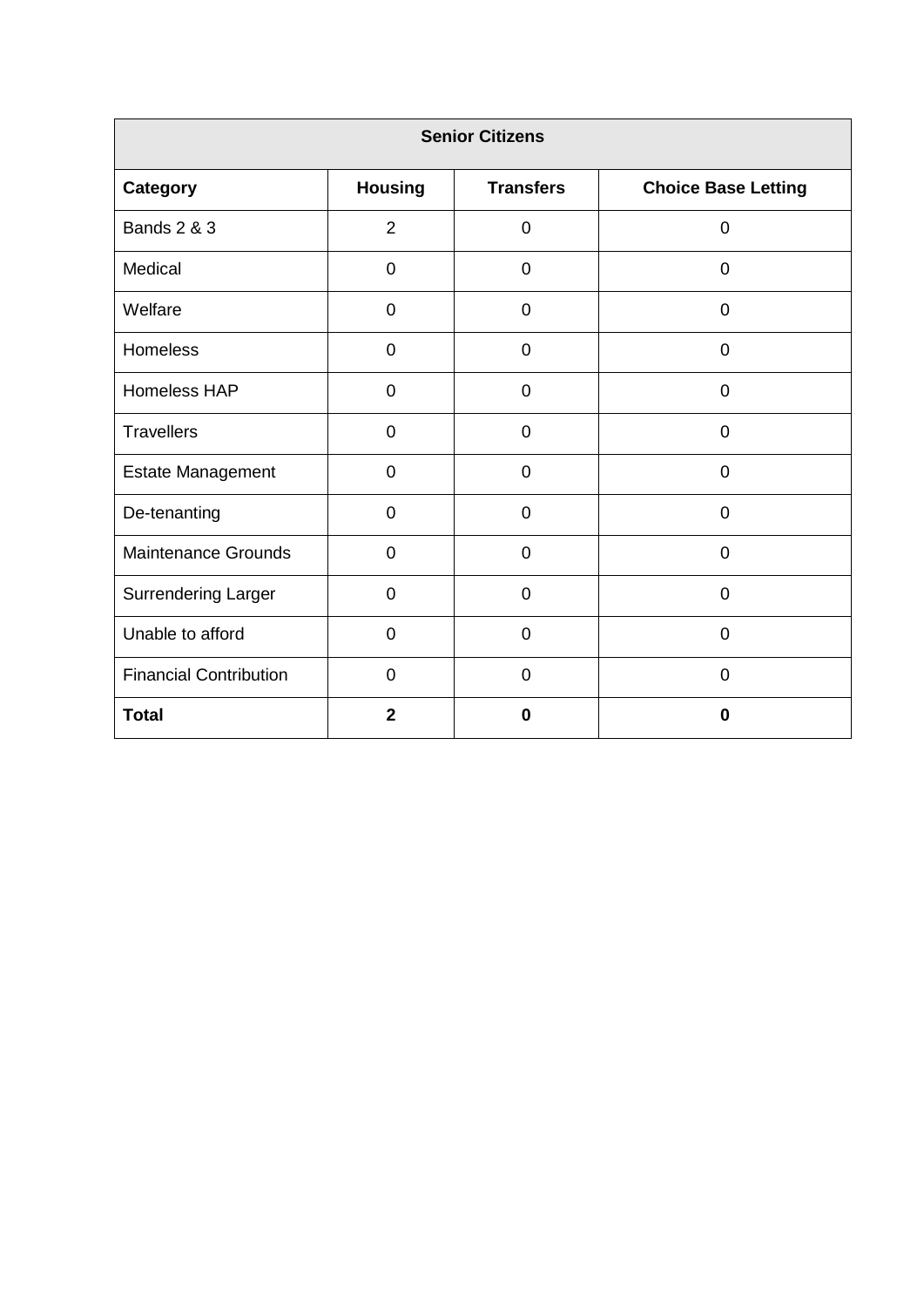| Senior Citizens | | | |
|---|---|---|---|
| **Category** | **Housing** | **Transfers** | **Choice Base Letting** |
| Bands 2 & 3 | 2 | 0 | 0 |
| Medical | 0 | 0 | 0 |
| Welfare | 0 | 0 | 0 |
| Homeless | 0 | 0 | 0 |
| Homeless HAP | 0 | 0 | 0 |
| Travellers | 0 | 0 | 0 |
| Estate Management | 0 | 0 | 0 |
| De-tenanting | 0 | 0 | 0 |
| Maintenance Grounds | 0 | 0 | 0 |
| Surrendering Larger | 0 | 0 | 0 |
| Unable to afford | 0 | 0 | 0 |
| Financial Contribution | 0 | 0 | 0 |
| **Total** | **2** | **0** | **0** |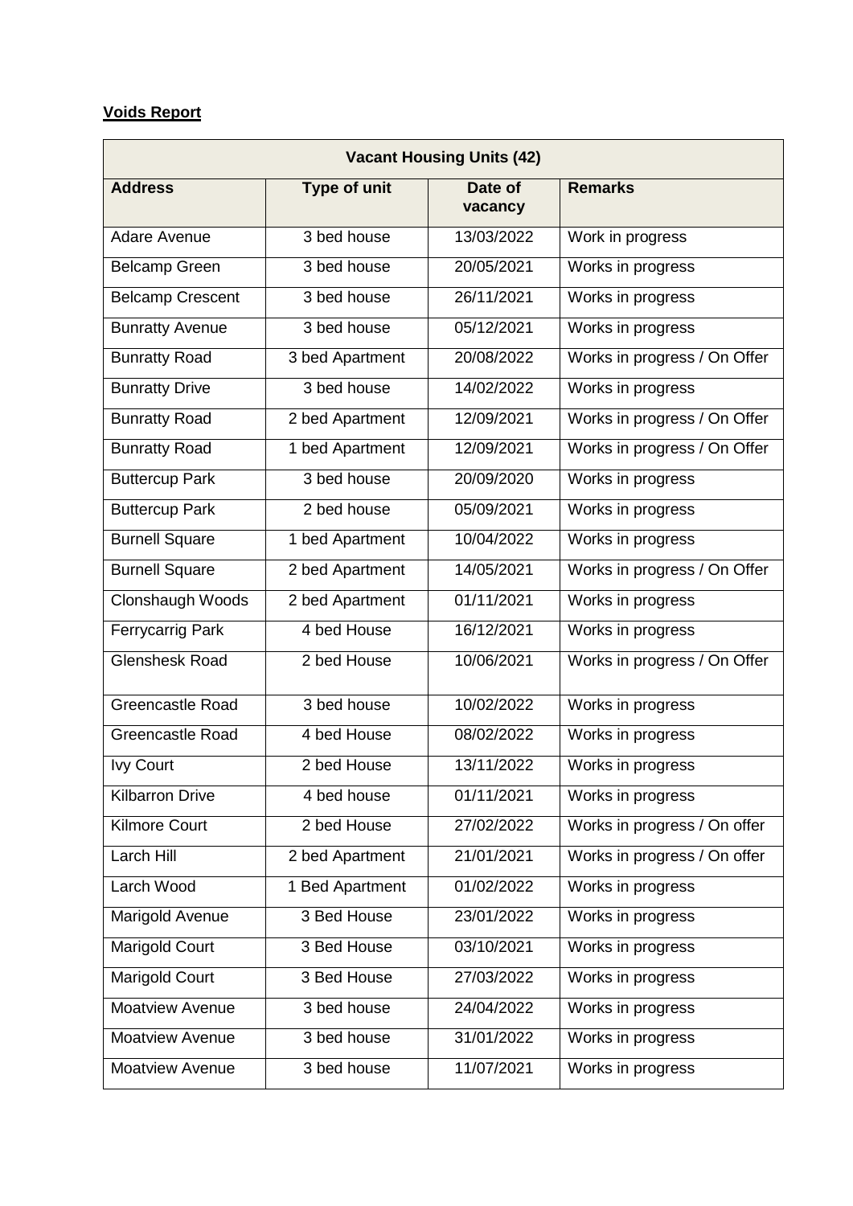**Voids Report**

| Vacant Housing Units (42) | | | |
|---|---|---|---|
| **Address** | **Type of unit** | **Date of vacancy** | **Remarks** |
| Adare Avenue | 3 bed house | 13/03/2022 | Work in progress |
| Belcamp Green | 3 bed house | 20/05/2021 | Works in progress |
| Belcamp Crescent | 3 bed house | 26/11/2021 | Works in progress |
| Bunratty Avenue | 3 bed house | 05/12/2021 | Works in progress |
| Bunratty Road | 3 bed Apartment | 20/08/2022 | Works in progress / On Offer |
| Bunratty Drive | 3 bed house | 14/02/2022 | Works in progress |
| Bunratty Road | 2 bed Apartment | 12/09/2021 | Works in progress / On Offer |
| Bunratty Road | 1 bed Apartment | 12/09/2021 | Works in progress / On Offer |
| Buttercup Park | 3 bed house | 20/09/2020 | Works in progress |
| Buttercup Park | 2 bed house | 05/09/2021 | Works in progress |
| Burnell Square | 1 bed Apartment | 10/04/2022 | Works in progress |
| Burnell Square | 2 bed Apartment | 14/05/2021 | Works in progress / On Offer |
| Clonshaugh Woods | 2 bed Apartment | 01/11/2021 | Works in progress |
| Ferrycarrig Park | 4 bed House | 16/12/2021 | Works in progress |
| Glenshesk Road | 2 bed House | 10/06/2021 | Works in progress / On Offer |
| Greencastle Road | 3 bed house | 10/02/2022 | Works in progress |
| Greencastle Road | 4 bed House | 08/02/2022 | Works in progress |
| Ivy Court | 2 bed House | 13/11/2022 | Works in progress |
| Kilbarron Drive | 4 bed house | 01/11/2021 | Works in progress |
| Kilmore Court | 2 bed House | 27/02/2022 | Works in progress / On offer |
| Larch Hill | 2 bed Apartment | 21/01/2021 | Works in progress / On offer |
| Larch Wood | 1 Bed Apartment | 01/02/2022 | Works in progress |
| Marigold Avenue | 3 Bed House | 23/01/2022 | Works in progress |
| Marigold Court | 3 Bed House | 03/10/2021 | Works in progress |
| Marigold Court | 3 Bed House | 27/03/2022 | Works in progress |
| Moatview Avenue | 3 bed house | 24/04/2022 | Works in progress |
| Moatview Avenue | 3 bed house | 31/01/2022 | Works in progress |
| Moatview Avenue | 3 bed house | 11/07/2021 | Works in progress |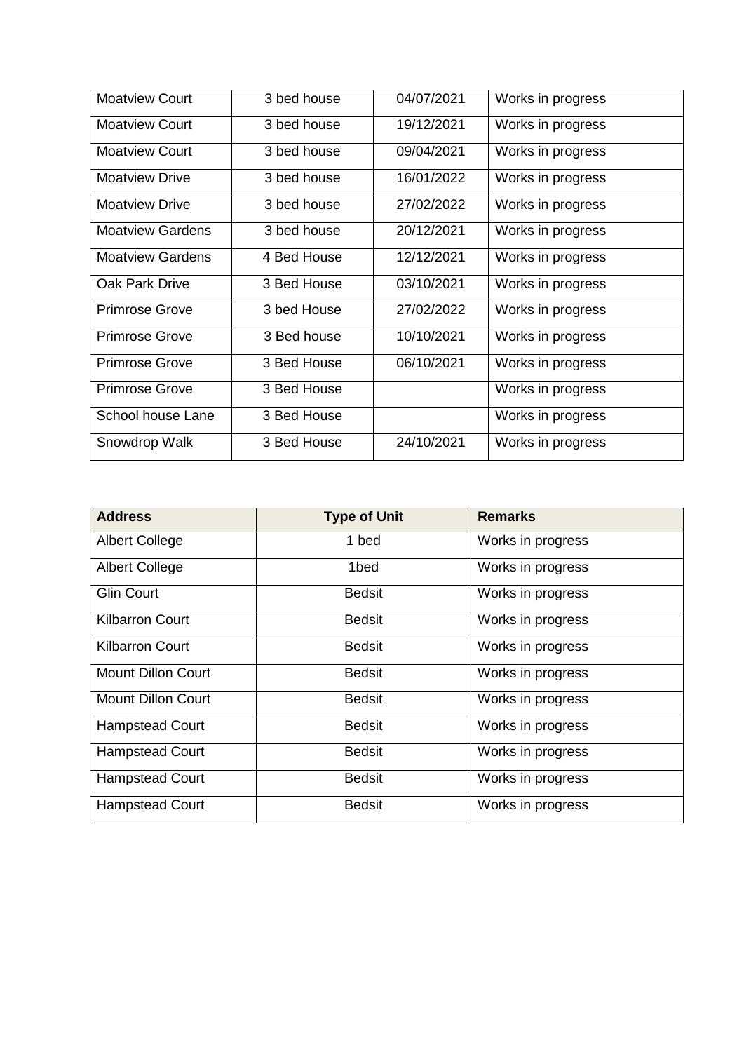| Moatview Court | 3 bed house | 04/07/2021 | Works in progress |
|---|---|---|---|
| Moatview Court | 3 bed house | 19/12/2021 | Works in progress |
| Moatview Court | 3 bed house | 09/04/2021 | Works in progress |
| Moatview Drive | 3 bed house | 16/01/2022 | Works in progress |
| Moatview Drive | 3 bed house | 27/02/2022 | Works in progress |
| Moatview Gardens | 3 bed house | 20/12/2021 | Works in progress |
| Moatview Gardens | 4 Bed House | 12/12/2021 | Works in progress |
| Oak Park Drive | 3 Bed House | 03/10/2021 | Works in progress |
| Primrose Grove | 3 bed House | 27/02/2022 | Works in progress |
| Primrose Grove | 3 Bed house | 10/10/2021 | Works in progress |
| Primrose Grove | 3 Bed House | 06/10/2021 | Works in progress |
| Primrose Grove | 3 Bed House | | Works in progress |
| School house Lane | 3 Bed House | | Works in progress |
| Snowdrop Walk | 3 Bed House | 24/10/2021 | Works in progress |

| Address | Type of Unit | Remarks |
|---|---|---|
| Albert College | 1 bed | Works in progress |
| Albert College | 1bed | Works in progress |
| Glin Court | Bedsit | Works in progress |
| Kilbarron Court | Bedsit | Works in progress |
| Kilbarron Court | Bedsit | Works in progress |
| Mount Dillon Court | Bedsit | Works in progress |
| Mount Dillon Court | Bedsit | Works in progress |
| Hampstead Court | Bedsit | Works in progress |
| Hampstead Court | Bedsit | Works in progress |
| Hampstead Court | Bedsit | Works in progress |
| Hampstead Court | Bedsit | Works in progress |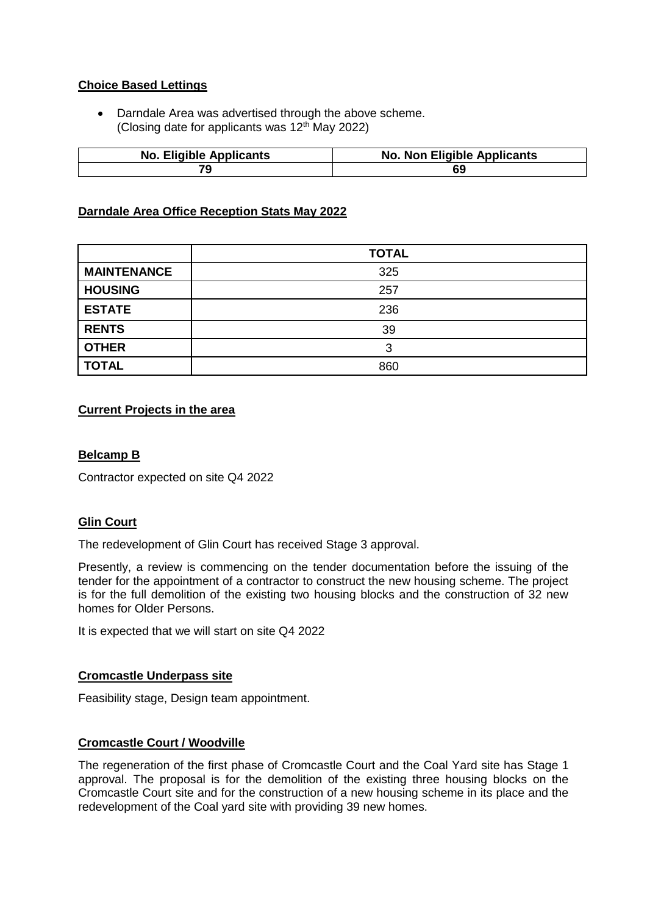**Choice Based Lettings**

- Darndale Area was advertised through the above scheme. (Closing date for applicants was 12th May 2022)

| No. Eligible Applicants | No. Non Eligible Applicants |
|---|---|
| 79 | 69 |

**Darndale Area Office Reception Stats May 2022**

| | TOTAL |
|---|---|
| MAINTENANCE | 325 |
| HOUSING | 257 |
| ESTATE | 236 |
| RENTS | 39 |
| OTHER | 3 |
| TOTAL | 860 |

**Current Projects in the area**

**Belcamp B**

Contractor expected on site Q4 2022

**Glin Court**

The redevelopment of Glin Court has received Stage 3 approval.

Presently, a review is commencing on the tender documentation before the issuing of the tender for the appointment of a contractor to construct the new housing scheme. The project is for the full demolition of the existing two housing blocks and the construction of 32 new homes for Older Persons.

It is expected that we will start on site Q4 2022

**Cromcastle Underpass site**

Feasibility stage, Design team appointment.

**Cromcastle Court / Woodville**

The regeneration of the first phase of Cromcastle Court and the Coal Yard site has Stage 1 approval. The proposal is for the demolition of the existing three housing blocks on the Cromcastle Court site and for the construction of a new housing scheme in its place and the redevelopment of the Coal yard site with providing 39 new homes.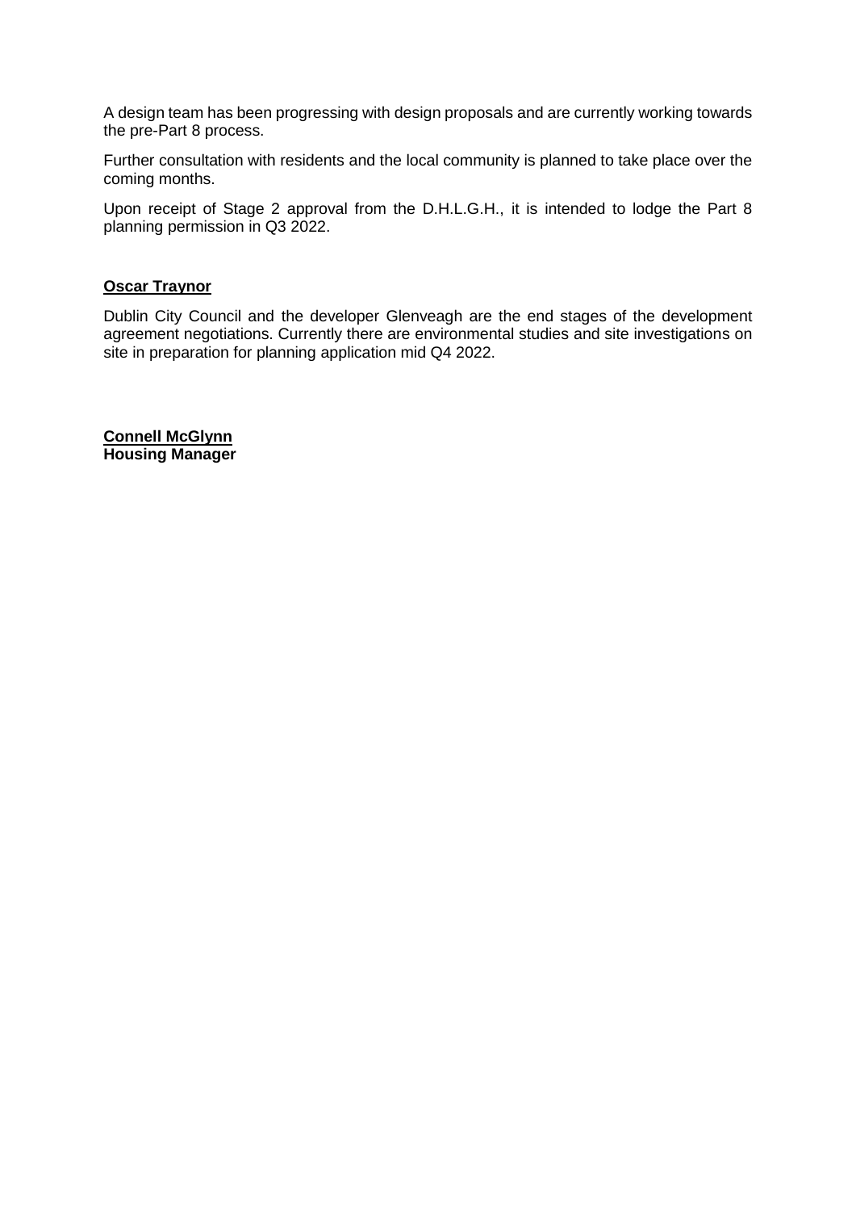A design team has been progressing with design proposals and are currently working towards the pre-Part 8 process.

Further consultation with residents and the local community is planned to take place over the coming months.

Upon receipt of Stage 2 approval from the D.H.L.G.H., it is intended to lodge the Part 8 planning permission in Q3 2022.

**Oscar Traynor**

Dublin City Council and the developer Glenveagh are the end stages of the development agreement negotiations. Currently there are environmental studies and site investigations on site in preparation for planning application mid Q4 2022.

**Connell McGlynn**
**Housing Manager**